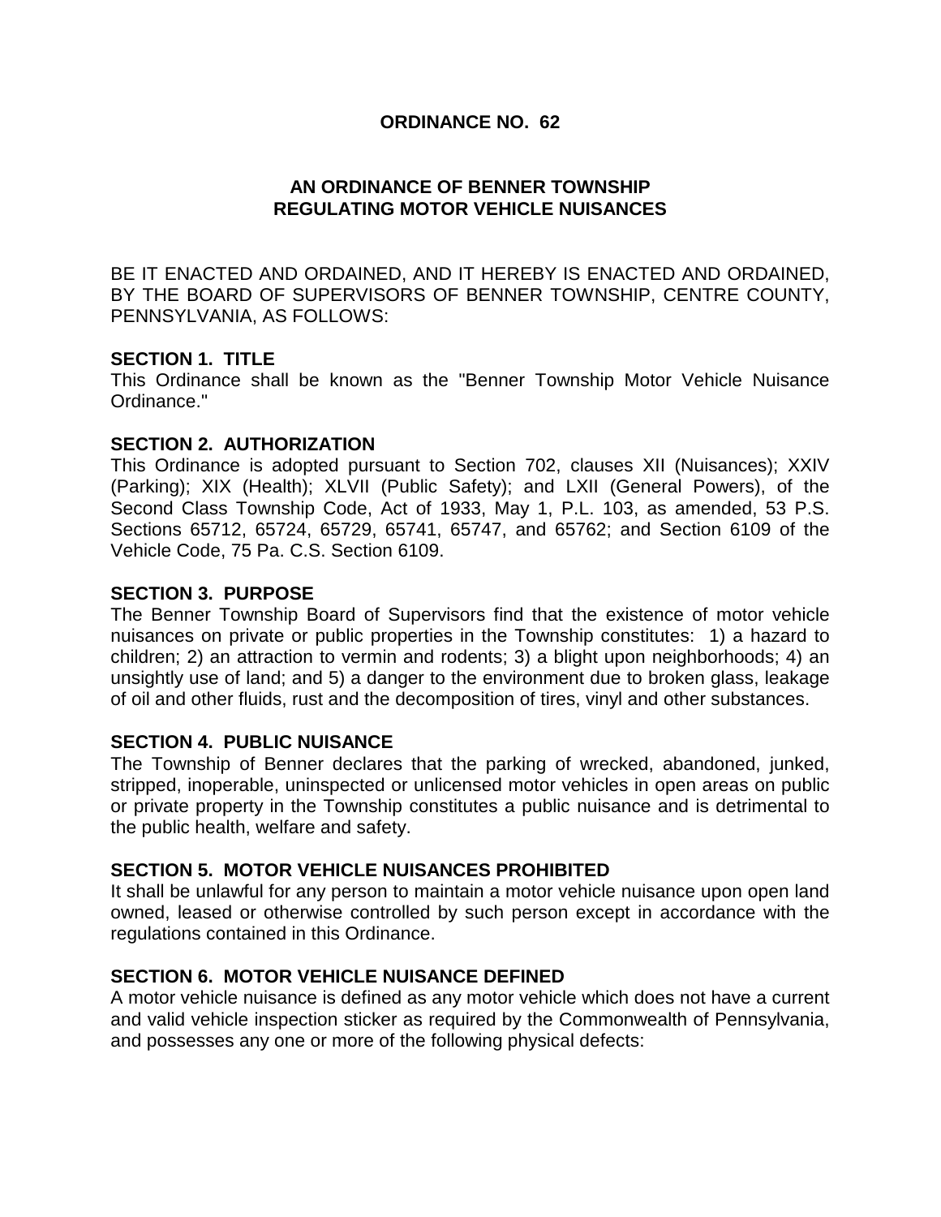# ORDINANCE NO. 62

## AN ORDINANCE OF BENNER TOWNSHIP REGULATING MOTOR VEHICLE NUISANCES

BE IT ENACTED AND ORDAINED, AND IT HEREBY IS ENACTED AND ORDAINED, BY THE BOARD OF SUPERVISORS OF BENNER TOWNSHIP, CENTRE COUNTY, PENNSYLVANIA, AS FOLLOWS:

**SECTION 1. TITLE**
This Ordinance shall be known as the "Benner Township Motor Vehicle Nuisance Ordinance."

**SECTION 2. AUTHORIZATION**
This Ordinance is adopted pursuant to Section 702, clauses XII (Nuisances); XXIV (Parking); XIX (Health); XLVII (Public Safety); and LXII (General Powers), of the Second Class Township Code, Act of 1933, May 1, P.L. 103, as amended, 53 P.S. Sections 65712, 65724, 65729, 65741, 65747, and 65762; and Section 6109 of the Vehicle Code, 75 Pa. C.S. Section 6109.

**SECTION 3. PURPOSE**
The Benner Township Board of Supervisors find that the existence of motor vehicle nuisances on private or public properties in the Township constitutes: 1) a hazard to children; 2) an attraction to vermin and rodents; 3) a blight upon neighborhoods; 4) an unsightly use of land; and 5) a danger to the environment due to broken glass, leakage of oil and other fluids, rust and the decomposition of tires, vinyl and other substances.

**SECTION 4. PUBLIC NUISANCE**
The Township of Benner declares that the parking of wrecked, abandoned, junked, stripped, inoperable, uninspected or unlicensed motor vehicles in open areas on public or private property in the Township constitutes a public nuisance and is detrimental to the public health, welfare and safety.

**SECTION 5. MOTOR VEHICLE NUISANCES PROHIBITED**
It shall be unlawful for any person to maintain a motor vehicle nuisance upon open land owned, leased or otherwise controlled by such person except in accordance with the regulations contained in this Ordinance.

**SECTION 6. MOTOR VEHICLE NUISANCE DEFINED**
A motor vehicle nuisance is defined as any motor vehicle which does not have a current and valid vehicle inspection sticker as required by the Commonwealth of Pennsylvania, and possesses any one or more of the following physical defects: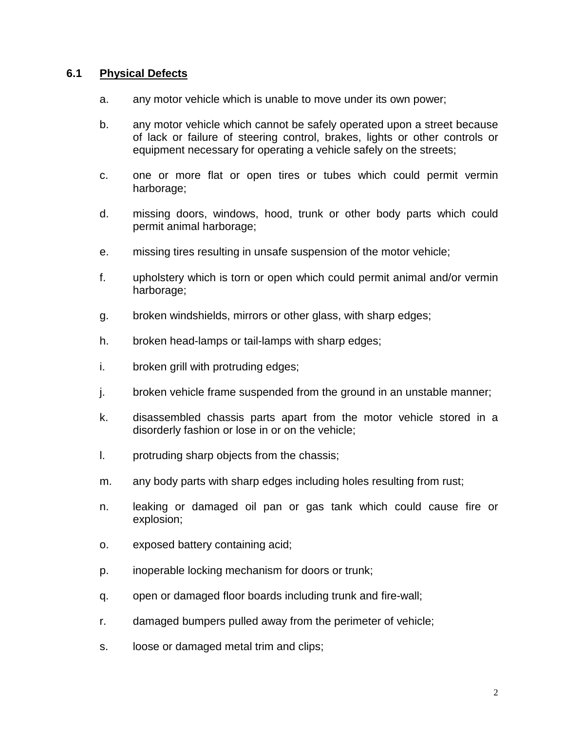## 6.1 Physical Defects

a. any motor vehicle which is unable to move under its own power;

b. any motor vehicle which cannot be safely operated upon a street because of lack or failure of steering control, brakes, lights or other controls or equipment necessary for operating a vehicle safely on the streets;

c. one or more flat or open tires or tubes which could permit vermin harborage;

d. missing doors, windows, hood, trunk or other body parts which could permit animal harborage;

e. missing tires resulting in unsafe suspension of the motor vehicle;

f. upholstery which is torn or open which could permit animal and/or vermin harborage;

g. broken windshields, mirrors or other glass, with sharp edges;

h. broken head-lamps or tail-lamps with sharp edges;

i. broken grill with protruding edges;

j. broken vehicle frame suspended from the ground in an unstable manner;

k. disassembled chassis parts apart from the motor vehicle stored in a disorderly fashion or lose in or on the vehicle;

l. protruding sharp objects from the chassis;

m. any body parts with sharp edges including holes resulting from rust;

n. leaking or damaged oil pan or gas tank which could cause fire or explosion;

o. exposed battery containing acid;

p. inoperable locking mechanism for doors or trunk;

q. open or damaged floor boards including trunk and fire-wall;

r. damaged bumpers pulled away from the perimeter of vehicle;

s. loose or damaged metal trim and clips;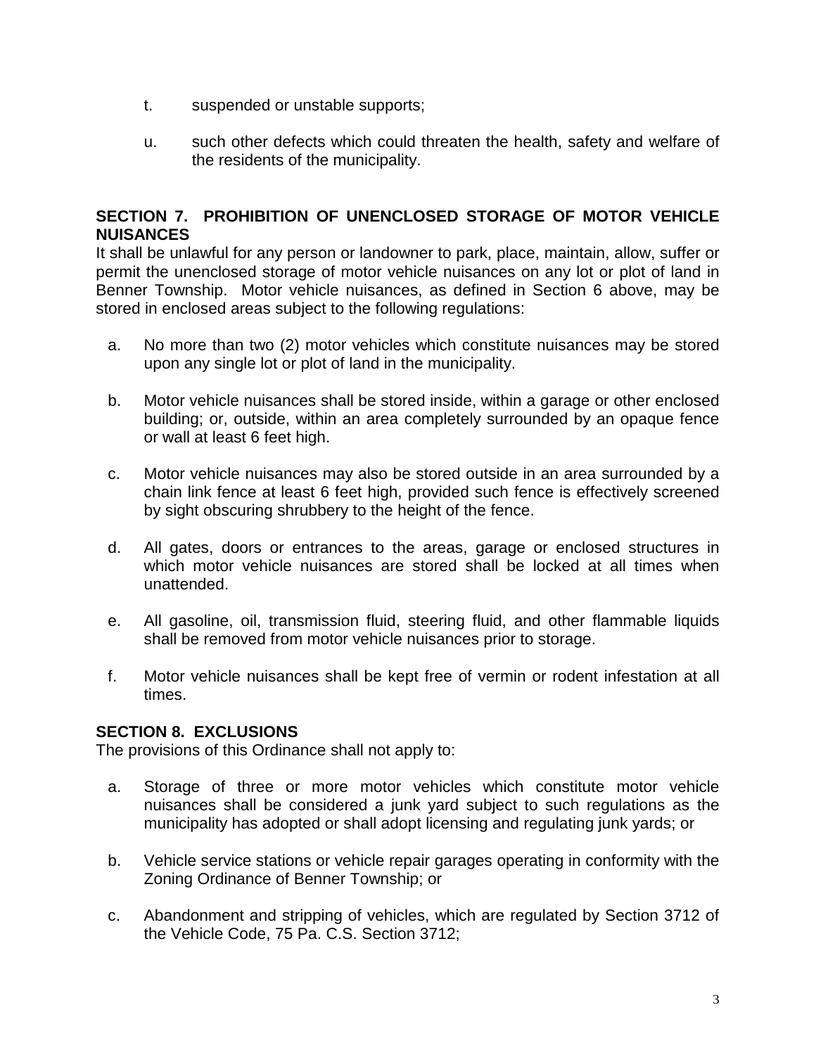t. suspended or unstable supports;

u. such other defects which could threaten the health, safety and welfare of the residents of the municipality.

## SECTION 7. PROHIBITION OF UNENCLOSED STORAGE OF MOTOR VEHICLE NUISANCES

It shall be unlawful for any person or landowner to park, place, maintain, allow, suffer or permit the unenclosed storage of motor vehicle nuisances on any lot or plot of land in Benner Township. Motor vehicle nuisances, as defined in Section 6 above, may be stored in enclosed areas subject to the following regulations:

a. No more than two (2) motor vehicles which constitute nuisances may be stored upon any single lot or plot of land in the municipality.

b. Motor vehicle nuisances shall be stored inside, within a garage or other enclosed building; or, outside, within an area completely surrounded by an opaque fence or wall at least 6 feet high.

c. Motor vehicle nuisances may also be stored outside in an area surrounded by a chain link fence at least 6 feet high, provided such fence is effectively screened by sight obscuring shrubbery to the height of the fence.

d. All gates, doors or entrances to the areas, garage or enclosed structures in which motor vehicle nuisances are stored shall be locked at all times when unattended.

e. All gasoline, oil, transmission fluid, steering fluid, and other flammable liquids shall be removed from motor vehicle nuisances prior to storage.

f. Motor vehicle nuisances shall be kept free of vermin or rodent infestation at all times.

## SECTION 8. EXCLUSIONS

The provisions of this Ordinance shall not apply to:

a. Storage of three or more motor vehicles which constitute motor vehicle nuisances shall be considered a junk yard subject to such regulations as the municipality has adopted or shall adopt licensing and regulating junk yards; or

b. Vehicle service stations or vehicle repair garages operating in conformity with the Zoning Ordinance of Benner Township; or

c. Abandonment and stripping of vehicles, which are regulated by Section 3712 of the Vehicle Code, 75 Pa. C.S. Section 3712;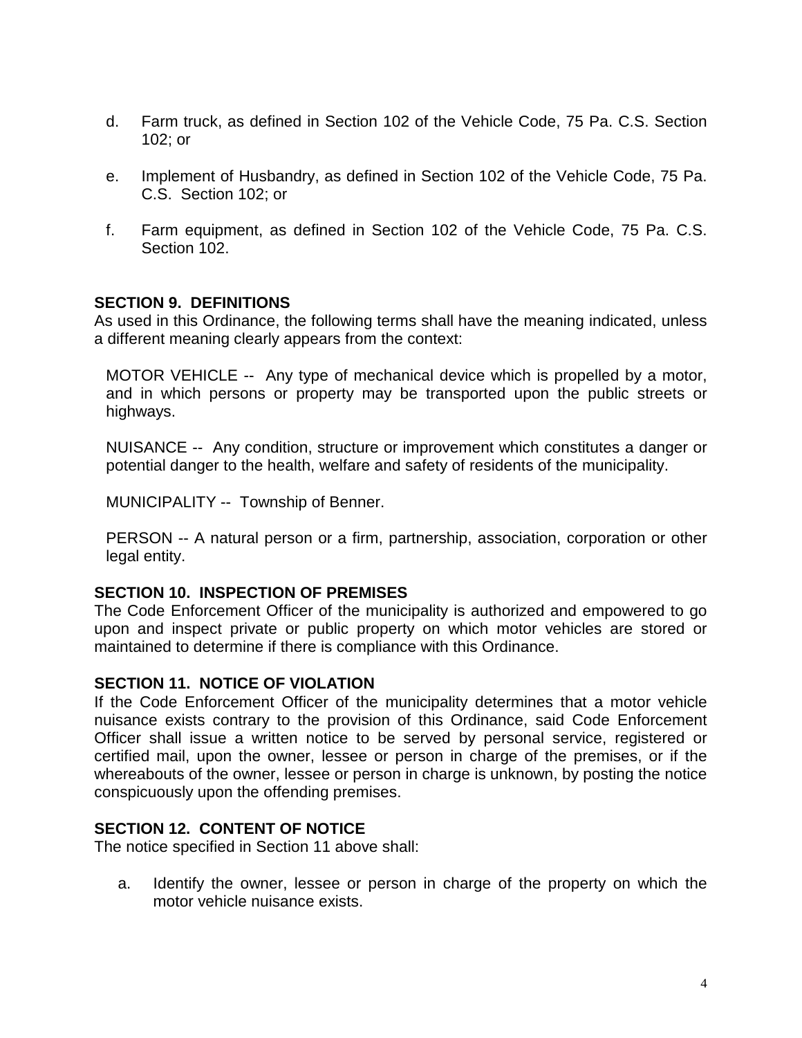d. Farm truck, as defined in Section 102 of the Vehicle Code, 75 Pa. C.S. Section 102; or

e. Implement of Husbandry, as defined in Section 102 of the Vehicle Code, 75 Pa. C.S. Section 102; or

f. Farm equipment, as defined in Section 102 of the Vehicle Code, 75 Pa. C.S. Section 102.

**SECTION 9. DEFINITIONS**

As used in this Ordinance, the following terms shall have the meaning indicated, unless a different meaning clearly appears from the context:

MOTOR VEHICLE -- Any type of mechanical device which is propelled by a motor, and in which persons or property may be transported upon the public streets or highways.

NUISANCE -- Any condition, structure or improvement which constitutes a danger or potential danger to the health, welfare and safety of residents of the municipality.

MUNICIPALITY -- Township of Benner.

PERSON -- A natural person or a firm, partnership, association, corporation or other legal entity.

**SECTION 10. INSPECTION OF PREMISES**

The Code Enforcement Officer of the municipality is authorized and empowered to go upon and inspect private or public property on which motor vehicles are stored or maintained to determine if there is compliance with this Ordinance.

**SECTION 11. NOTICE OF VIOLATION**

If the Code Enforcement Officer of the municipality determines that a motor vehicle nuisance exists contrary to the provision of this Ordinance, said Code Enforcement Officer shall issue a written notice to be served by personal service, registered or certified mail, upon the owner, lessee or person in charge of the premises, or if the whereabouts of the owner, lessee or person in charge is unknown, by posting the notice conspicuously upon the offending premises.

**SECTION 12. CONTENT OF NOTICE**

The notice specified in Section 11 above shall:

a. Identify the owner, lessee or person in charge of the property on which the motor vehicle nuisance exists.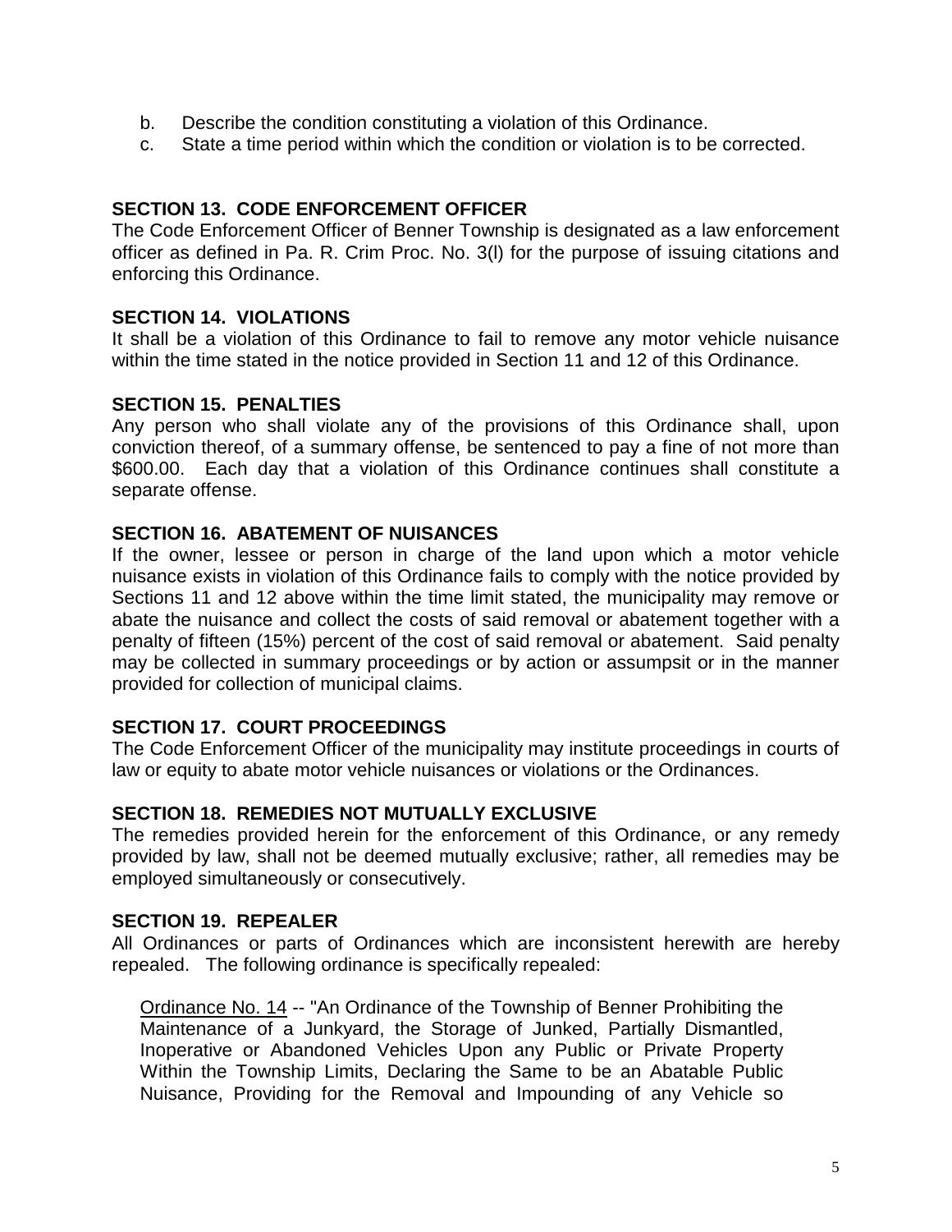b. Describe the condition constituting a violation of this Ordinance.
c. State a time period within which the condition or violation is to be corrected.

**SECTION 13. CODE ENFORCEMENT OFFICER**

The Code Enforcement Officer of Benner Township is designated as a law enforcement officer as defined in Pa. R. Crim Proc. No. 3(l) for the purpose of issuing citations and enforcing this Ordinance.

**SECTION 14. VIOLATIONS**

It shall be a violation of this Ordinance to fail to remove any motor vehicle nuisance within the time stated in the notice provided in Section 11 and 12 of this Ordinance.

**SECTION 15. PENALTIES**

Any person who shall violate any of the provisions of this Ordinance shall, upon conviction thereof, of a summary offense, be sentenced to pay a fine of not more than $600.00. Each day that a violation of this Ordinance continues shall constitute a separate offense.

**SECTION 16. ABATEMENT OF NUISANCES**

If the owner, lessee or person in charge of the land upon which a motor vehicle nuisance exists in violation of this Ordinance fails to comply with the notice provided by Sections 11 and 12 above within the time limit stated, the municipality may remove or abate the nuisance and collect the costs of said removal or abatement together with a penalty of fifteen (15%) percent of the cost of said removal or abatement. Said penalty may be collected in summary proceedings or by action or assumpsit or in the manner provided for collection of municipal claims.

**SECTION 17. COURT PROCEEDINGS**

The Code Enforcement Officer of the municipality may institute proceedings in courts of law or equity to abate motor vehicle nuisances or violations or the Ordinances.

**SECTION 18. REMEDIES NOT MUTUALLY EXCLUSIVE**

The remedies provided herein for the enforcement of this Ordinance, or any remedy provided by law, shall not be deemed mutually exclusive; rather, all remedies may be employed simultaneously or consecutively.

**SECTION 19. REPEALER**

All Ordinances or parts of Ordinances which are inconsistent herewith are hereby repealed. The following ordinance is specifically repealed:

Ordinance No. 14 -- "An Ordinance of the Township of Benner Prohibiting the Maintenance of a Junkyard, the Storage of Junked, Partially Dismantled, Inoperative or Abandoned Vehicles Upon any Public or Private Property Within the Township Limits, Declaring the Same to be an Abatable Public Nuisance, Providing for the Removal and Impounding of any Vehicle so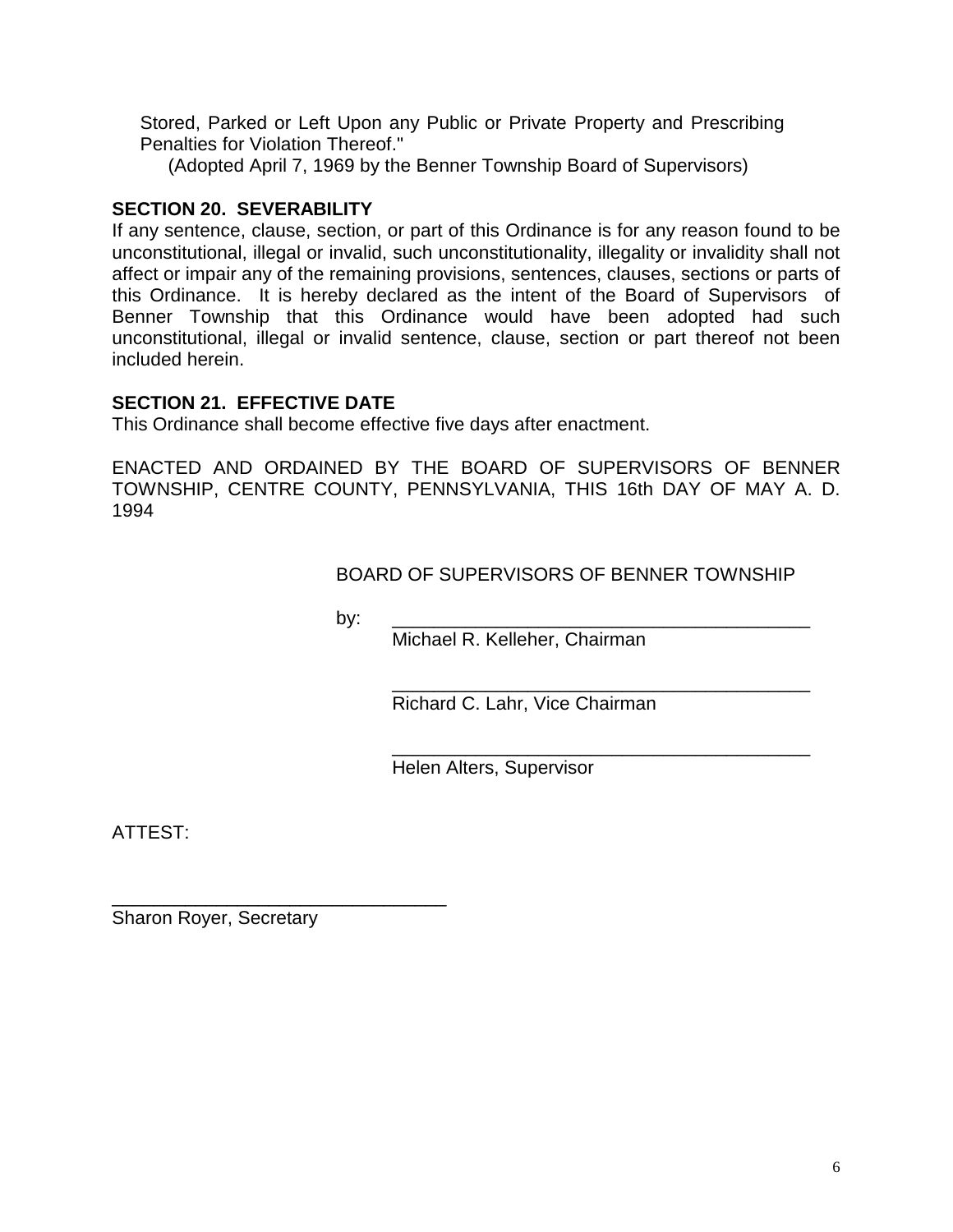Stored, Parked or Left Upon any Public or Private Property and Prescribing Penalties for Violation Thereof."
(Adopted April 7, 1969 by the Benner Township Board of Supervisors)

**SECTION 20. SEVERABILITY**

If any sentence, clause, section, or part of this Ordinance is for any reason found to be unconstitutional, illegal or invalid, such unconstitutionality, illegality or invalidity shall not affect or impair any of the remaining provisions, sentences, clauses, sections or parts of this Ordinance. It is hereby declared as the intent of the Board of Supervisors of Benner Township that this Ordinance would have been adopted had such unconstitutional, illegal or invalid sentence, clause, section or part thereof not been included herein.

**SECTION 21. EFFECTIVE DATE**

This Ordinance shall become effective five days after enactment.

ENACTED AND ORDAINED BY THE BOARD OF SUPERVISORS OF BENNER TOWNSHIP, CENTRE COUNTY, PENNSYLVANIA, THIS 16th DAY OF MAY A. D. 1994

BOARD OF SUPERVISORS OF BENNER TOWNSHIP

by: ________________________________________
Michael R. Kelleher, Chairman

________________________________________
Richard C. Lahr, Vice Chairman

________________________________________
Helen Alters, Supervisor

ATTEST:

________________________________
Sharon Royer, Secretary